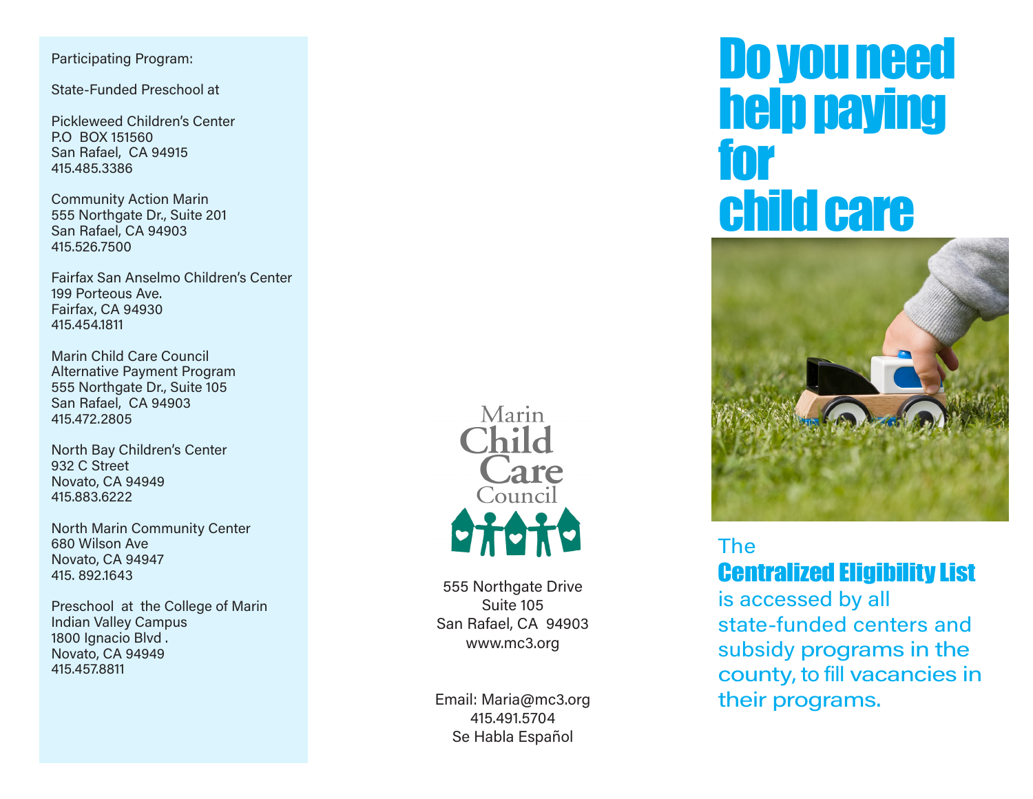Participating Program:

State-Funded Preschool at

Pickleweed Children's Center
P.O BOX 151560
San Rafael, CA 94915
415.485.3386

Community Action Marin
555 Northgate Dr., Suite 201
San Rafael, CA 94903
415.526.7500

Fairfax San Anselmo Children's Center
199 Porteous Ave.
Fairfax, CA 94930
415.454.1811

Marin Child Care Council
Alternative Payment Program
555 Northgate Dr., Suite 105
San Rafael, CA 94903
415.472.2805

North Bay Children's Center
932 C Street
Novato, CA 94949
415.883.6222

North Marin Community Center
680 Wilson Ave
Novato, CA 94947
415. 892.1643

Preschool at the College of Marin
Indian Valley Campus
1800 Ignacio Blvd .
Novato, CA 94949
415.457.8811

Marin Child Care Council

555 Northgate Drive
Suite 105
San Rafael, CA 94903
www.mc3.org

Email: Maria@mc3.org
415.491.5704
Se Habla Español

# Do you need help paying for child care

The **Centralized Eligibility List** is accessed by all state-funded centers and subsidy programs in the county, to fill vacancies in their programs.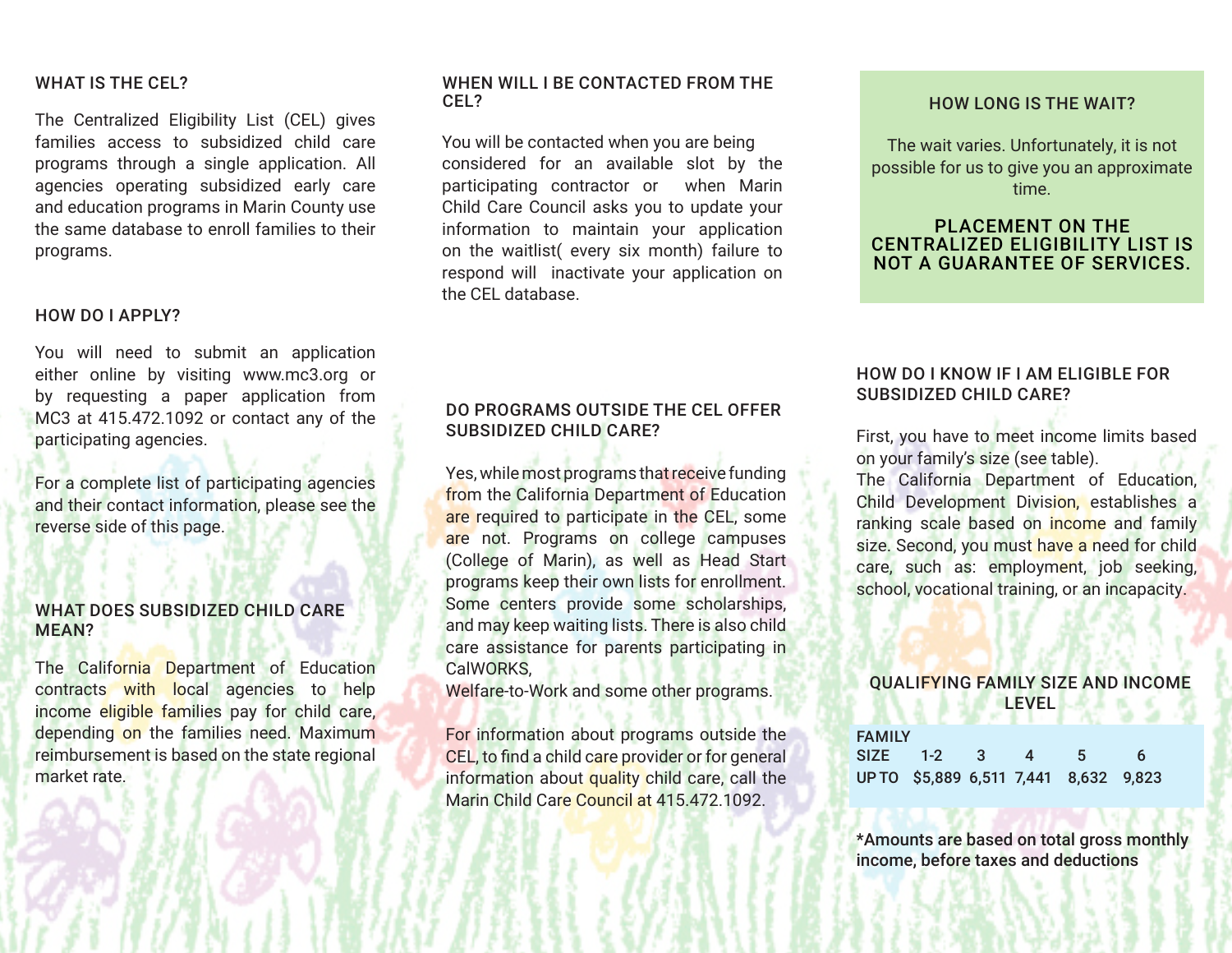## WHAT IS THE CEL?

The Centralized Eligibility List (CEL) gives families access to subsidized child care programs through a single application. All agencies operating subsidized early care and education programs in Marin County use the same database to enroll families to their programs.

## HOW DO I APPLY?

You will need to submit an application either online by visiting www.mc3.org or by requesting a paper application from MC3 at 415.472.1092 or contact any of the participating agencies.

For a complete list of participating agencies and their contact information, please see the reverse side of this page.

## WHAT DOES SUBSIDIZED CHILD CARE MEAN?

The California Department of Education contracts with local agencies to help income eligible families pay for child care, depending on the families need. Maximum reimbursement is based on the state regional market rate.

## WHEN WILL I BE CONTACTED FROM THE CEL?

You will be contacted when you are being considered for an available slot by the participating contractor or when Marin Child Care Council asks you to update your information to maintain your application on the waitlist( every six month) failure to respond will inactivate your application on the CEL database.

## DO PROGRAMS OUTSIDE THE CEL OFFER SUBSIDIZED CHILD CARE?

Yes, while most programs that receive funding from the California Department of Education are required to participate in the CEL, some are not. Programs on college campuses (College of Marin), as well as Head Start programs keep their own lists for enrollment. Some centers provide some scholarships, and may keep waiting lists. There is also child care assistance for parents participating in CalWORKS,
Welfare-to-Work and some other programs.

For information about programs outside the CEL, to find a child care provider or for general information about quality child care, call the Marin Child Care Council at 415.472.1092.

## HOW LONG IS THE WAIT?

The wait varies. Unfortunately, it is not possible for us to give you an approximate time.

**PLACEMENT ON THE CENTRALIZED ELIGIBILITY LIST IS NOT A GUARANTEE OF SERVICES.**

## HOW DO I KNOW IF I AM ELIGIBLE FOR SUBSIDIZED CHILD CARE?

First, you have to meet income limits based on your family's size (see table).
The California Department of Education, Child Development Division, establishes a ranking scale based on income and family size. Second, you must have a need for child care, such as: employment, job seeking, school, vocational training, or an incapacity.

## QUALIFYING FAMILY SIZE AND INCOME LEVEL

| FAMILY SIZE | 1-2 | 3 | 4 | 5 | 6 |
|---|---|---|---|---|---|
| UP TO | $5,889 | 6,511 | 7,441 | 8,632 | 9,823 |

**\*Amounts are based on total gross monthly income, before taxes and deductions**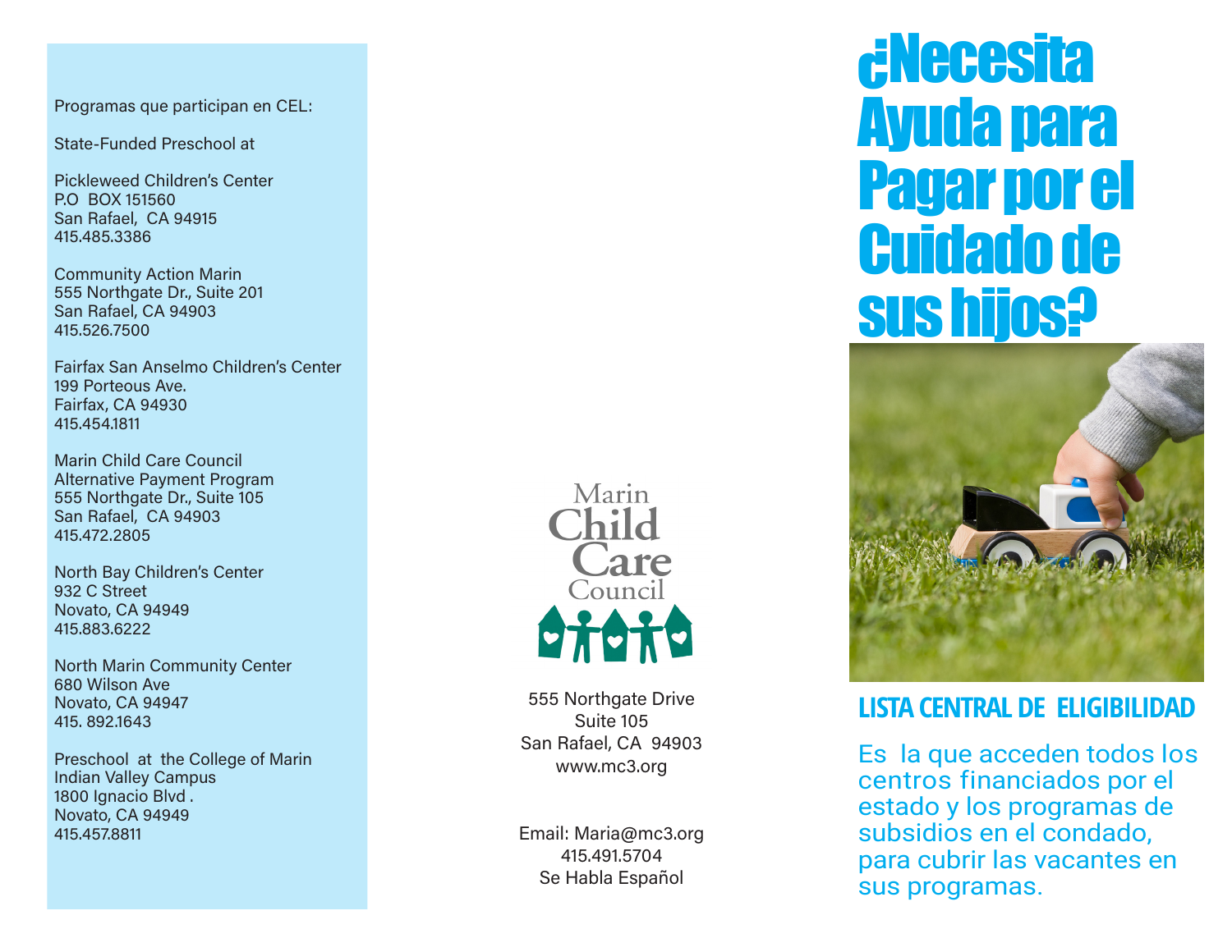Programas que participan en CEL:

State-Funded Preschool at

Pickleweed Children's Center
P.O BOX 151560
San Rafael, CA 94915
415.485.3386

Community Action Marin
555 Northgate Dr., Suite 201
San Rafael, CA 94903
415.526.7500

Fairfax San Anselmo Children's Center
199 Porteous Ave.
Fairfax, CA 94930
415.454.1811

Marin Child Care Council
Alternative Payment Program
555 Northgate Dr., Suite 105
San Rafael, CA 94903
415.472.2805

North Bay Children's Center
932 C Street
Novato, CA 94949
415.883.6222

North Marin Community Center
680 Wilson Ave
Novato, CA 94947
415. 892.1643

Preschool at the College of Marin
Indian Valley Campus
1800 Ignacio Blvd .
Novato, CA 94949
415.457.8811

Marin Child Care Council

555 Northgate Drive
Suite 105
San Rafael, CA 94903
www.mc3.org

Email: Maria@mc3.org
415.491.5704
Se Habla Español

# ¿Necesita Ayuda para Pagar por el Cuidado de sus hijos?

## LISTA CENTRAL DE ELIGIBILIDAD

Es la que acceden todos los centros financiados por el estado y los programas de subsidios en el condado, para cubrir las vacantes en sus programas.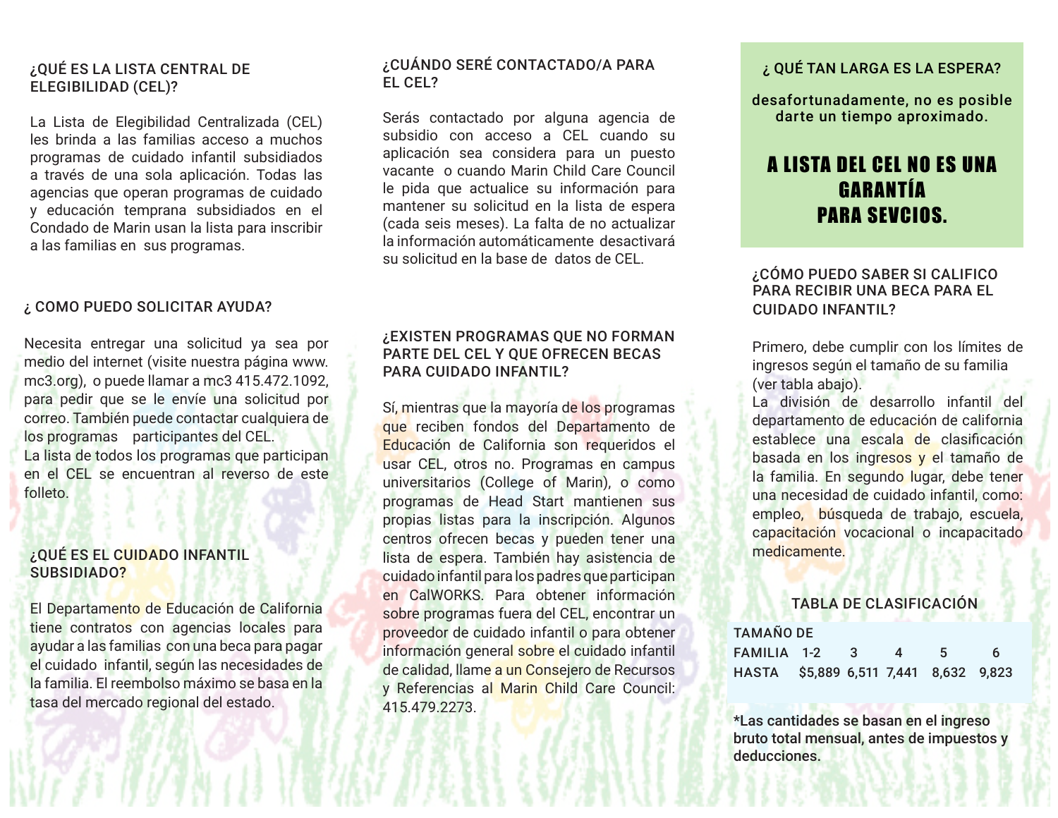## ¿QUÉ ES LA LISTA CENTRAL DE ELEGIBILIDAD (CEL)?

La Lista de Elegibilidad Centralizada (CEL) les brinda a las familias acceso a muchos programas de cuidado infantil subsidiados a través de una sola aplicación. Todas las agencias que operan programas de cuidado y educación temprana subsidiados en el Condado de Marin usan la lista para inscribir a las familias en sus programas.

## ¿ COMO PUEDO SOLICITAR AYUDA?

Necesita entregar una solicitud ya sea por medio del internet (visite nuestra página www.mc3.org), o puede llamar a mc3 415.472.1092, para pedir que se le envíe una solicitud por correo. También puede contactar cualquiera de los programas participantes del CEL.
La lista de todos los programas que participan en el CEL se encuentran al reverso de este folleto.

## ¿QUÉ ES EL CUIDADO INFANTIL SUBSIDIADO?

El Departamento de Educación de California tiene contratos con agencias locales para ayudar a las familias con una beca para pagar el cuidado infantil, según las necesidades de la familia. El reembolso máximo se basa en la tasa del mercado regional del estado.

## ¿CUÁNDO SERÉ CONTACTADO/A PARA EL CEL?

Serás contactado por alguna agencia de subsidio con acceso a CEL cuando su aplicación sea considera para un puesto vacante o cuando Marin Child Care Council le pida que actualice su información para mantener su solicitud en la lista de espera (cada seis meses). La falta de no actualizar la información automáticamente desactivará su solicitud en la base de datos de CEL.

## ¿EXISTEN PROGRAMAS QUE NO FORMAN PARTE DEL CEL Y QUE OFRECEN BECAS PARA CUIDADO INFANTIL?

Sí, mientras que la mayoría de los programas que reciben fondos del Departamento de Educación de California son requeridos el usar CEL, otros no. Programas en campus universitarios (College of Marin), o como programas de Head Start mantienen sus propias listas para la inscripción. Algunos centros ofrecen becas y pueden tener una lista de espera. También hay asistencia de cuidado infantil para los padres que participan en CalWORKS. Para obtener información sobre programas fuera del CEL, encontrar un proveedor de cuidado infantil o para obtener información general sobre el cuidado infantil de calidad, llame a un Consejero de Recursos y Referencias al Marin Child Care Council: 415.479.2273.

## ¿ QUÉ TAN LARGA ES LA ESPERA?

**desafortunadamente, no es posible darte un tiempo aproximado.**

**A LISTA DEL CEL NO ES UNA GARANTÍA PARA SEVCIOS.**

## ¿CÓMO PUEDO SABER SI CALIFICO PARA RECIBIR UNA BECA PARA EL CUIDADO INFANTIL?

Primero, debe cumplir con los límites de ingresos según el tamaño de su familia (ver tabla abajo).
La división de desarrollo infantil del departamento de educación de california establece una escala de clasificación basada en los ingresos y el tamaño de la familia. En segundo lugar, debe tener una necesidad de cuidado infantil, como: empleo, búsqueda de trabajo, escuela, capacitación vocacional o incapacitado medicamente.

### TABLA DE CLASIFICACIÓN

| TAMAÑO DE FAMILIA | 1-2 | 3 | 4 | 5 | 6 |
|---|---|---|---|---|---|
| HASTA | $5,889 | 6,511 | 7,441 | 8,632 | 9,823 |

**\*Las cantidades se basan en el ingreso bruto total mensual, antes de impuestos y deducciones.**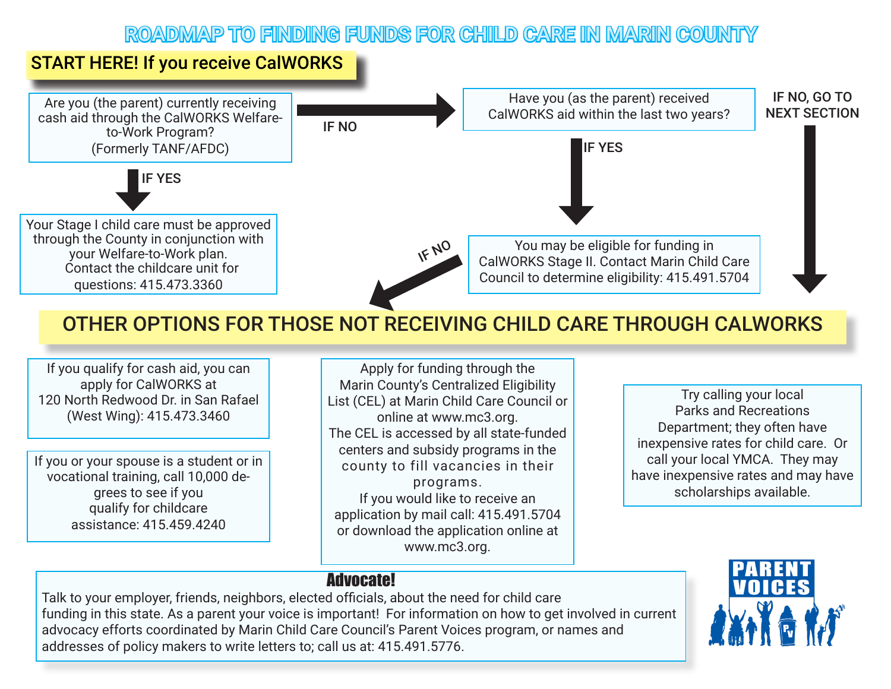# ROADMAP TO FINDING FUNDS FOR CHILD CARE IN MARIN COUNTY

## START HERE! If you receive CalWORKS

Are you (the parent) currently receiving cash aid through the CalWORKS Welfare-to-Work Program? (Formerly TANF/AFDC)

**IF YES**

Your Stage I child care must be approved through the County in conjunction with your Welfare-to-Work plan. Contact the childcare unit for questions: 415.473.3360

**IF NO**

Have you (as the parent) received CalWORKS aid within the last two years?

**IF YES**

You may be eligible for funding in CalWORKS Stage II. Contact Marin Child Care Council to determine eligibility: 415.491.5704

**IF NO**

**IF NO, GO TO NEXT SECTION**

## OTHER OPTIONS FOR THOSE NOT RECEIVING CHILD CARE THROUGH CALWORKS

If you qualify for cash aid, you can apply for CalWORKS at 120 North Redwood Dr. in San Rafael (West Wing): 415.473.3460

If you or your spouse is a student or in vocational training, call 10,000 degrees to see if you qualify for childcare assistance: 415.459.4240

Apply for funding through the Marin County's Centralized Eligibility List (CEL) at Marin Child Care Council or online at www.mc3.org. The CEL is accessed by all state-funded centers and subsidy programs in the county to fill vacancies in their programs. If you would like to receive an application by mail call: 415.491.5704 or download the application online at www.mc3.org.

Try calling your local Parks and Recreations Department; they often have inexpensive rates for child care. Or call your local YMCA. They may have inexpensive rates and may have scholarships available.

### Advocate!

Talk to your employer, friends, neighbors, elected officials, about the need for child care funding in this state. As a parent your voice is important! For information on how to get involved in current advocacy efforts coordinated by Marin Child Care Council's Parent Voices program, or names and addresses of policy makers to write letters to; call us at: 415.491.5776.

PARENT VOICES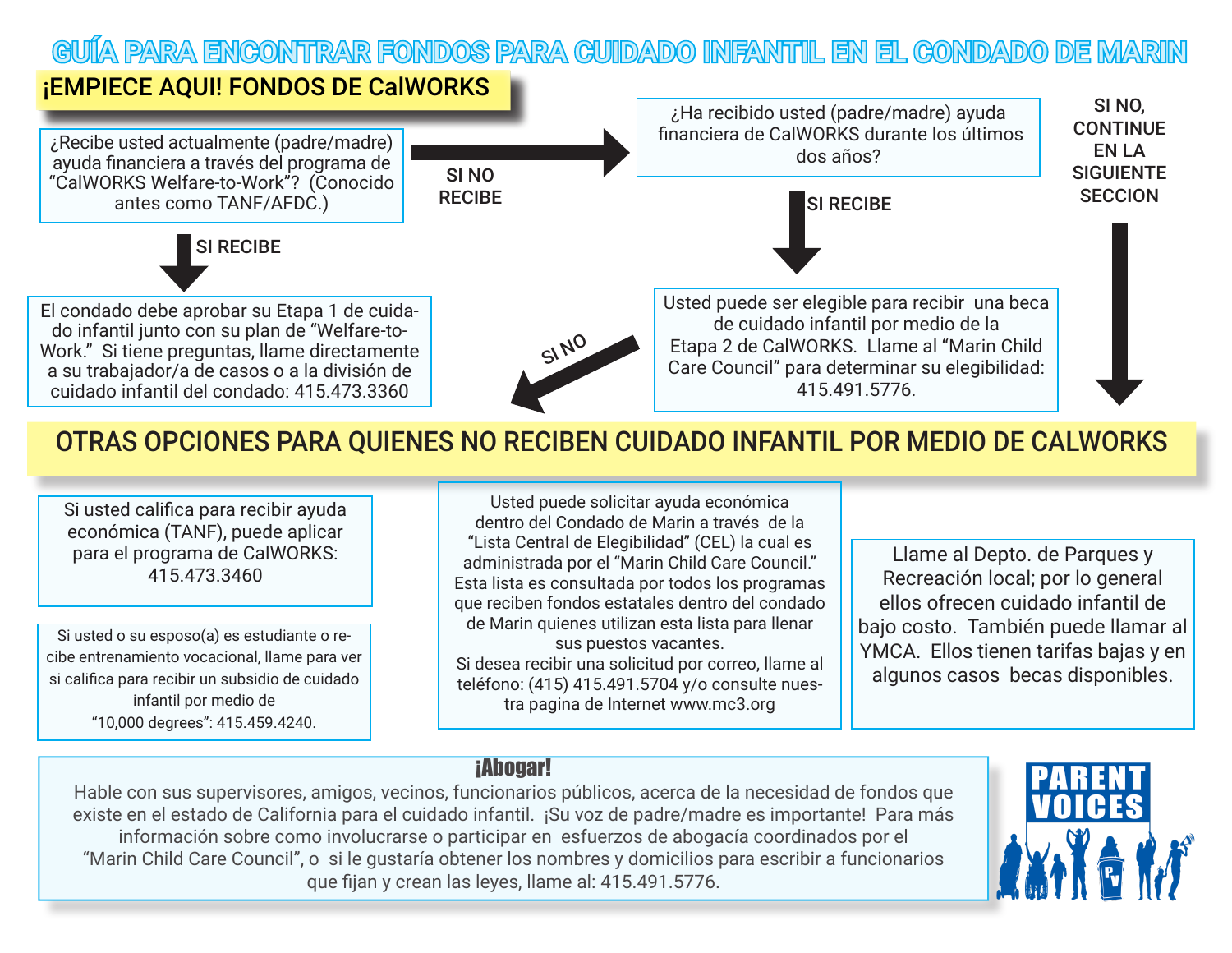# GUÍA PARA ENCONTRAR FONDOS PARA CUIDADO INFANTIL EN EL CONDADO DE MARIN

## ¡EMPIECE AQUI! FONDOS DE CalWORKS

¿Recibe usted actualmente (padre/madre) ayuda financiera a través del programa de “CalWORKS Welfare-to-Work”? (Conocido antes como TANF/AFDC.)

**SI RECIBE**

El condado debe aprobar su Etapa 1 de cuidado infantil junto con su plan de “Welfare-to-Work.” Si tiene preguntas, llame directamente a su trabajador/a de casos o a la división de cuidado infantil del condado: 415.473.3360

**SI NO RECIBE**

¿Ha recibido usted (padre/madre) ayuda financiera de CalWORKS durante los últimos dos años?

**SI RECIBE**

Usted puede ser elegible para recibir una beca de cuidado infantil por medio de la Etapa 2 de CalWORKS. Llame al “Marin Child Care Council” para determinar su elegibilidad: 415.491.5776.

**SI NO**

**SI NO, CONTINUE EN LA SIGUIENTE SECCION**

## OTRAS OPCIONES PARA QUIENES NO RECIBEN CUIDADO INFANTIL POR MEDIO DE CALWORKS

Si usted califica para recibir ayuda económica (TANF), puede aplicar para el programa de CalWORKS: 415.473.3460

Si usted o su esposo(a) es estudiante o recibe entrenamiento vocacional, llame para ver si califica para recibir un subsidio de cuidado infantil por medio de “10,000 degrees”: 415.459.4240.

Usted puede solicitar ayuda económica dentro del Condado de Marin a través de la “Lista Central de Elegibilidad” (CEL) la cual es administrada por el “Marin Child Care Council.” Esta lista es consultada por todos los programas que reciben fondos estatales dentro del condado de Marin quienes utilizan esta lista para llenar sus puestos vacantes.
Si desea recibir una solicitud por correo, llame al teléfono: (415) 415.491.5704 y/o consulte nuestra pagina de Internet www.mc3.org

Llame al Depto. de Parques y Recreación local; por lo general ellos ofrecen cuidado infantil de bajo costo. También puede llamar al YMCA. Ellos tienen tarifas bajas y en algunos casos becas disponibles.

### ¡Abogar!

Hable con sus supervisores, amigos, vecinos, funcionarios públicos, acerca de la necesidad de fondos que existe en el estado de California para el cuidado infantil. ¡Su voz de padre/madre es importante! Para más información sobre como involucrarse o participar en esfuerzos de abogacía coordinados por el “Marin Child Care Council”, o si le gustaría obtener los nombres y domicilios para escribir a funcionarios que fijan y crean las leyes, llame al: 415.491.5776.

PARENT VOICES